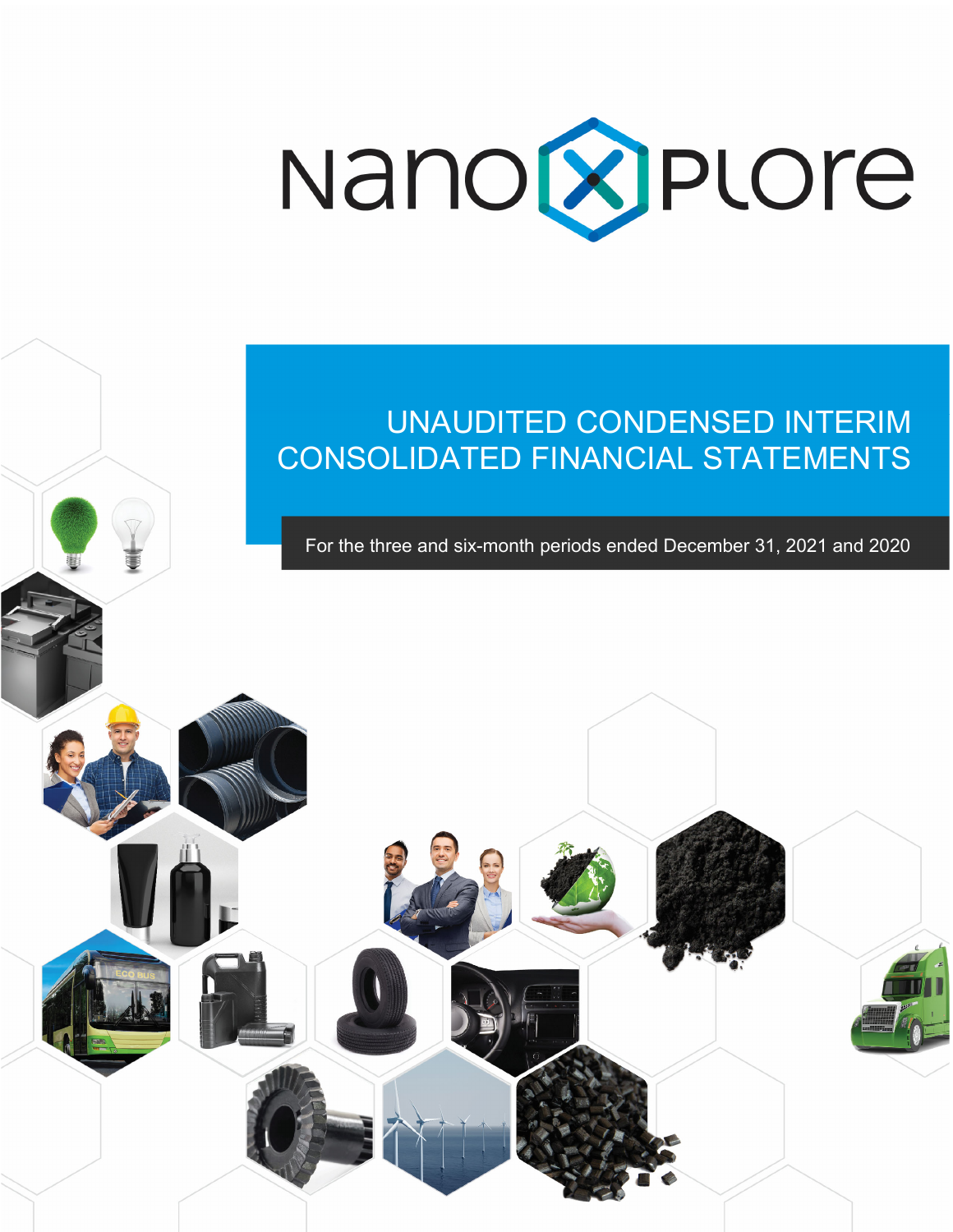# NanoXplore

## UNAUDITED CONDENSED INTERIM CONSOLIDATED FINANCIAL STATEMENTS

For the three and six-month periods ended December 31, 2021 and 2020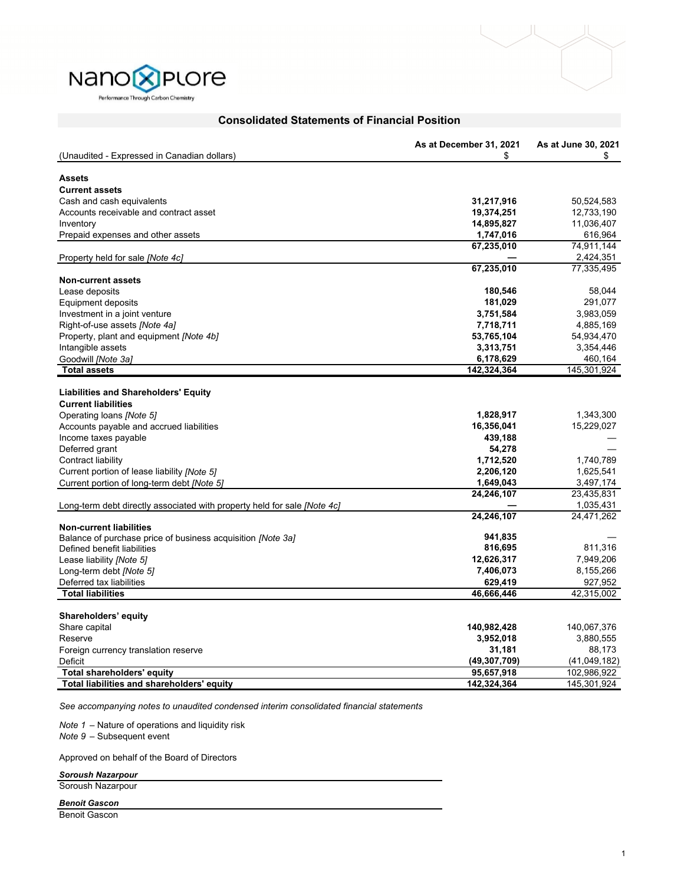NanoXplore

Performance Through Carbon Chemistry

## Consolidated Statements of Financial Position

| (Unaudited - Expressed in Canadian dollars) | As at December 31, 2021 $ | As at June 30, 2021 $ |
|---|---|---|
| **Assets** | | |
| **Current assets** | | |
| Cash and cash equivalents | **31,217,916** | 50,524,583 |
| Accounts receivable and contract asset | **19,374,251** | 12,733,190 |
| Inventory | **14,895,827** | 11,036,407 |
| Prepaid expenses and other assets | **1,747,016** | 616,964 |
| | **67,235,010** | 74,911,144 |
| Property held for sale *[Note 4c]* | **—** | 2,424,351 |
| | **67,235,010** | 77,335,495 |
| **Non-current assets** | | |
| Lease deposits | **180,546** | 58,044 |
| Equipment deposits | **181,029** | 291,077 |
| Investment in a joint venture | **3,751,584** | 3,983,059 |
| Right-of-use assets *[Note 4a]* | **7,718,711** | 4,885,169 |
| Property, plant and equipment *[Note 4b]* | **53,765,104** | 54,934,470 |
| Intangible assets | **3,313,751** | 3,354,446 |
| Goodwill *[Note 3a]* | **6,178,629** | 460,164 |
| **Total assets** | **142,324,364** | 145,301,924 |
| **Liabilities and Shareholders' Equity** | | |
| **Current liabilities** | | |
| Operating loans *[Note 5]* | **1,828,917** | 1,343,300 |
| Accounts payable and accrued liabilities | **16,356,041** | 15,229,027 |
| Income taxes payable | **439,188** | — |
| Deferred grant | **54,278** | — |
| Contract liability | **1,712,520** | 1,740,789 |
| Current portion of lease liability *[Note 5]* | **2,206,120** | 1,625,541 |
| Current portion of long-term debt *[Note 5]* | **1,649,043** | 3,497,174 |
| | **24,246,107** | 23,435,831 |
| Long-term debt directly associated with property held for sale *[Note 4c]* | **—** | 1,035,431 |
| | **24,246,107** | 24,471,262 |
| **Non-current liabilities** | | |
| Balance of purchase price of business acquisition *[Note 3a]* | **941,835** | — |
| Defined benefit liabilities | **816,695** | 811,316 |
| Lease liability *[Note 5]* | **12,626,317** | 7,949,206 |
| Long-term debt *[Note 5]* | **7,406,073** | 8,155,266 |
| Deferred tax liabilities | **629,419** | 927,952 |
| **Total liabilities** | **46,666,446** | 42,315,002 |
| **Shareholders' equity** | | |
| Share capital | **140,982,428** | 140,067,376 |
| Reserve | **3,952,018** | 3,880,555 |
| Foreign currency translation reserve | **31,181** | 88,173 |
| Deficit | **(49,307,709)** | (41,049,182) |
| **Total shareholders' equity** | **95,657,918** | 102,986,922 |
| **Total liabilities and shareholders' equity** | **142,324,364** | 145,301,924 |

*See accompanying notes to unaudited condensed interim consolidated financial statements*

*Note 1* – Nature of operations and liquidity risk
*Note 9* – Subsequent event

Approved on behalf of the Board of Directors

***Soroush Nazarpour***
Soroush Nazarpour

***Benoit Gascon***
Benoit Gascon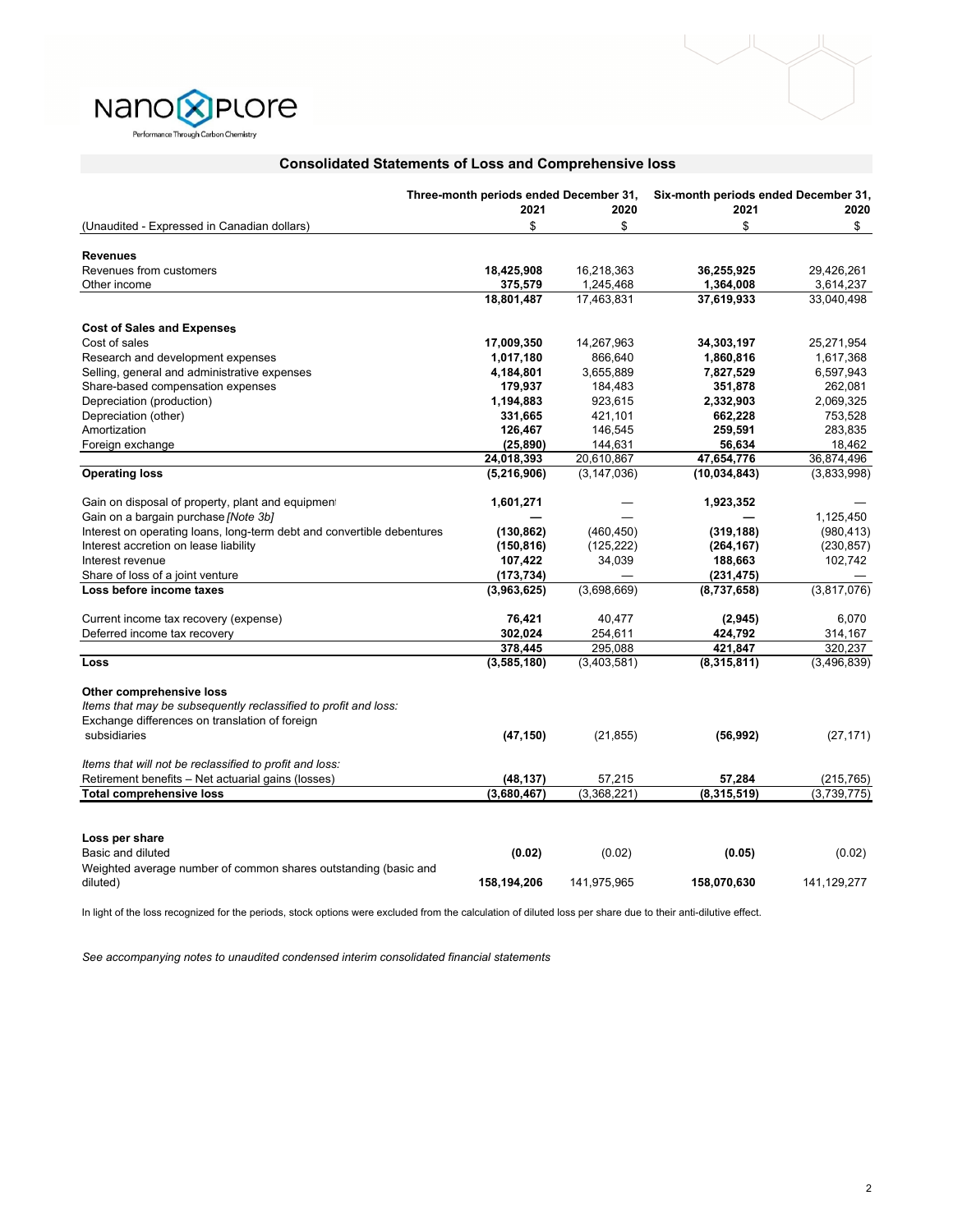NanoXplore

Performance Through Carbon Chemistry

## Consolidated Statements of Loss and Comprehensive loss

| (Unaudited - Expressed in Canadian dollars) | Three-month periods ended December 31, 2021 $ | Three-month periods ended December 31, 2020 $ | Six-month periods ended December 31, 2021 $ | Six-month periods ended December 31, 2020 $ |
|---|---|---|---|---|
| **Revenues** | | | | |
| Revenues from customers | **18,425,908** | 16,218,363 | **36,255,925** | 29,426,261 |
| Other income | **375,579** | 1,245,468 | **1,364,008** | 3,614,237 |
| | **18,801,487** | 17,463,831 | **37,619,933** | 33,040,498 |
| **Cost of Sales and Expenses** | | | | |
| Cost of sales | **17,009,350** | 14,267,963 | **34,303,197** | 25,271,954 |
| Research and development expenses | **1,017,180** | 866,640 | **1,860,816** | 1,617,368 |
| Selling, general and administrative expenses | **4,184,801** | 3,655,889 | **7,827,529** | 6,597,943 |
| Share-based compensation expenses | **179,937** | 184,483 | **351,878** | 262,081 |
| Depreciation (production) | **1,194,883** | 923,615 | **2,332,903** | 2,069,325 |
| Depreciation (other) | **331,665** | 421,101 | **662,228** | 753,528 |
| Amortization | **126,467** | 146,545 | **259,591** | 283,835 |
| Foreign exchange | **(25,890)** | 144,631 | **56,634** | 18,462 |
| | **24,018,393** | 20,610,867 | **47,654,776** | 36,874,496 |
| **Operating loss** | **(5,216,906)** | (3,147,036) | **(10,034,843)** | (3,833,998) |
| Gain on disposal of property, plant and equipment | **1,601,271** | — | **1,923,352** | — |
| Gain on a bargain purchase *[Note 3b]* | **—** | — | **—** | 1,125,450 |
| Interest on operating loans, long-term debt and convertible debentures | **(130,862)** | (460,450) | **(319,188)** | (980,413) |
| Interest accretion on lease liability | **(150,816)** | (125,222) | **(264,167)** | (230,857) |
| Interest revenue | **107,422** | 34,039 | **188,663** | 102,742 |
| Share of loss of a joint venture | **(173,734)** | — | **(231,475)** | — |
| **Loss before income taxes** | **(3,963,625)** | (3,698,669) | **(8,737,658)** | (3,817,076) |
| Current income tax recovery (expense) | **76,421** | 40,477 | **(2,945)** | 6,070 |
| Deferred income tax recovery | **302,024** | 254,611 | **424,792** | 314,167 |
| | **378,445** | 295,088 | **421,847** | 320,237 |
| **Loss** | **(3,585,180)** | (3,403,581) | **(8,315,811)** | (3,496,839) |
| **Other comprehensive loss** | | | | |
| *Items that may be subsequently reclassified to profit and loss:* | | | | |
| Exchange differences on translation of foreign subsidiaries | **(47,150)** | (21,855) | **(56,992)** | (27,171) |
| *Items that will not be reclassified to profit and loss:* | | | | |
| Retirement benefits – Net actuarial gains (losses) | **(48,137)** | 57,215 | **57,284** | (215,765) |
| **Total comprehensive loss** | **(3,680,467)** | (3,368,221) | **(8,315,519)** | (3,739,775) |
| **Loss per share** | | | | |
| Basic and diluted | **(0.02)** | (0.02) | **(0.05)** | (0.02) |
| Weighted average number of common shares outstanding (basic and diluted) | **158,194,206** | 141,975,965 | **158,070,630** | 141,129,277 |

In light of the loss recognized for the periods, stock options were excluded from the calculation of diluted loss per share due to their anti-dilutive effect.

*See accompanying notes to unaudited condensed interim consolidated financial statements*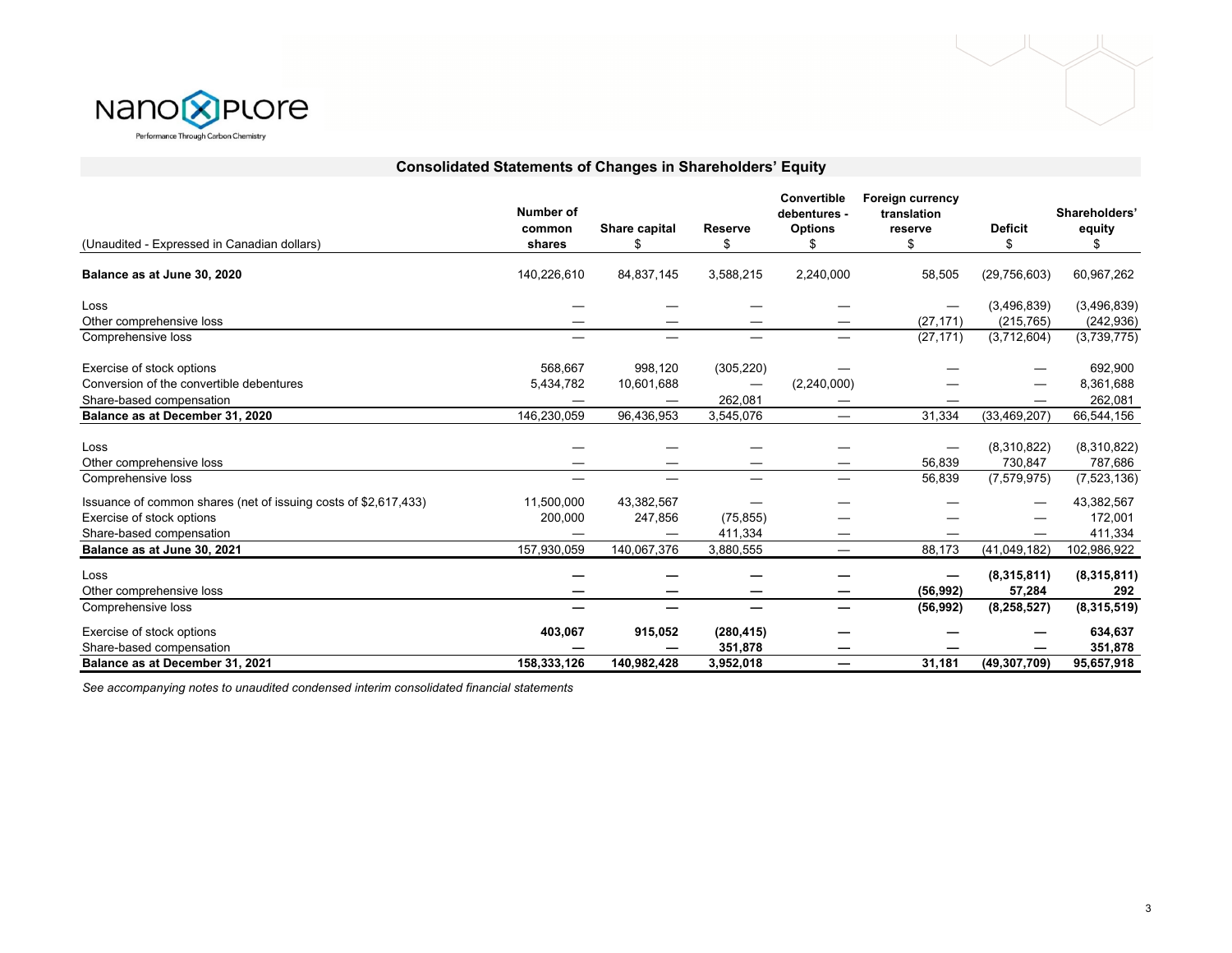## Consolidated Statements of Changes in Shareholders' Equity

| (Unaudited - Expressed in Canadian dollars) | Number of common shares | Share capital $ | Reserve $ | Convertible debentures - Options $ | Foreign currency translation reserve $ | Deficit $ | Shareholders' equity $ |
|---|---|---|---|---|---|---|---|
| **Balance as at June 30, 2020** | 140,226,610 | 84,837,145 | 3,588,215 | 2,240,000 | 58,505 | (29,756,603) | 60,967,262 |
| Loss | — | — | — | — | — | (3,496,839) | (3,496,839) |
| Other comprehensive loss | — | — | — | — | (27,171) | (215,765) | (242,936) |
| Comprehensive loss | — | — | — | — | (27,171) | (3,712,604) | (3,739,775) |
| Exercise of stock options | 568,667 | 998,120 | (305,220) | — | — | — | 692,900 |
| Conversion of the convertible debentures | 5,434,782 | 10,601,688 | — | (2,240,000) | — | — | 8,361,688 |
| Share-based compensation | — | — | 262,081 | — | — | — | 262,081 |
| **Balance as at December 31, 2020** | 146,230,059 | 96,436,953 | 3,545,076 | — | 31,334 | (33,469,207) | 66,544,156 |
| Loss | — | — | — | — | — | (8,310,822) | (8,310,822) |
| Other comprehensive loss | — | — | — | — | 56,839 | 730,847 | 787,686 |
| Comprehensive loss | — | — | — | — | 56,839 | (7,579,975) | (7,523,136) |
| Issuance of common shares (net of issuing costs of $2,617,433) | 11,500,000 | 43,382,567 | — | — | — | — | 43,382,567 |
| Exercise of stock options | 200,000 | 247,856 | (75,855) | — | — | — | 172,001 |
| Share-based compensation | — | — | 411,334 | — | — | — | 411,334 |
| **Balance as at June 30, 2021** | 157,930,059 | 140,067,376 | 3,880,555 | — | 88,173 | (41,049,182) | 102,986,922 |
| Loss | **—** | **—** | **—** | **—** | **—** | **(8,315,811)** | **(8,315,811)** |
| Other comprehensive loss | **—** | **—** | **—** | **—** | **(56,992)** | **57,284** | **292** |
| Comprehensive loss | **—** | **—** | **—** | **—** | **(56,992)** | **(8,258,527)** | **(8,315,519)** |
| Exercise of stock options | **403,067** | **915,052** | **(280,415)** | **—** | **—** | **—** | **634,637** |
| Share-based compensation | **—** | **—** | **351,878** | **—** | **—** | **—** | **351,878** |
| **Balance as at December 31, 2021** | **158,333,126** | **140,982,428** | **3,952,018** | **—** | **31,181** | **(49,307,709)** | **95,657,918** |

*See accompanying notes to unaudited condensed interim consolidated financial statements*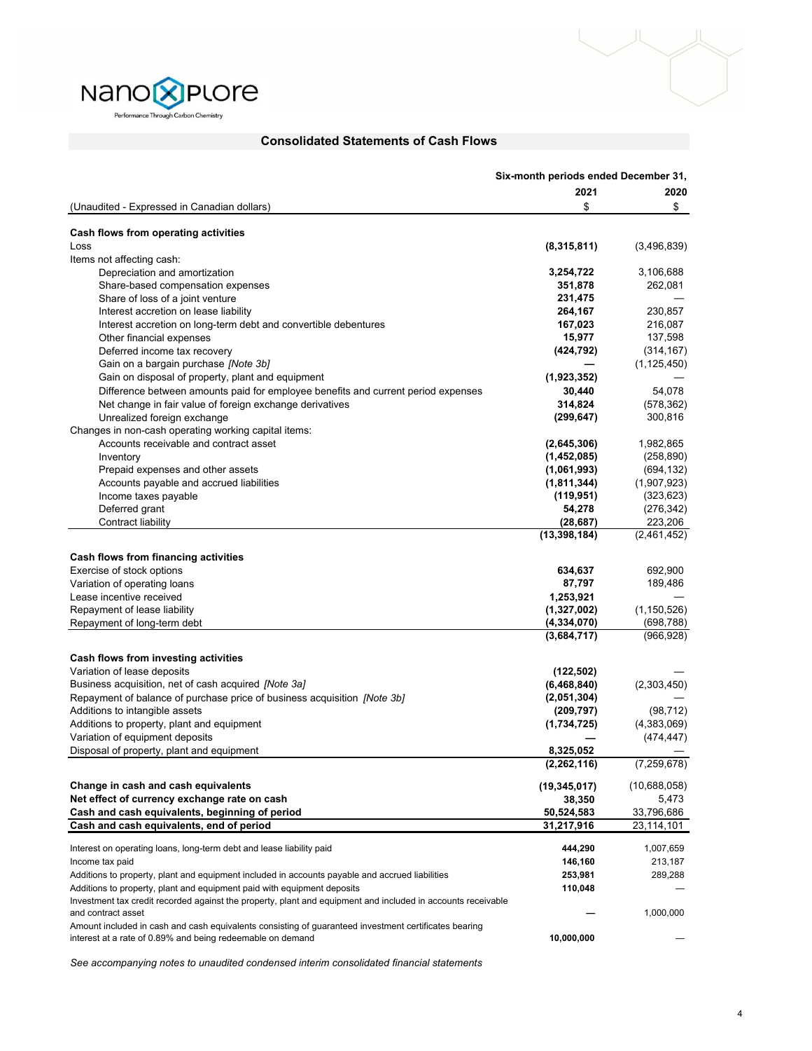## Consolidated Statements of Cash Flows

| | Six-month periods ended December 31, | |
|---|---|---|
| | **2021** | **2020** |
| (Unaudited - Expressed in Canadian dollars) | $ | $ |
| **Cash flows from operating activities** | | |
| Loss | **(8,315,811)** | (3,496,839) |
| Items not affecting cash: | | |
| Depreciation and amortization | **3,254,722** | 3,106,688 |
| Share-based compensation expenses | **351,878** | 262,081 |
| Share of loss of a joint venture | **231,475** | — |
| Interest accretion on lease liability | **264,167** | 230,857 |
| Interest accretion on long-term debt and convertible debentures | **167,023** | 216,087 |
| Other financial expenses | **15,977** | 137,598 |
| Deferred income tax recovery | **(424,792)** | (314,167) |
| Gain on a bargain purchase *[Note 3b]* | **—** | (1,125,450) |
| Gain on disposal of property, plant and equipment | **(1,923,352)** | — |
| Difference between amounts paid for employee benefits and current period expenses | **30,440** | 54,078 |
| Net change in fair value of foreign exchange derivatives | **314,824** | (578,362) |
| Unrealized foreign exchange | **(299,647)** | 300,816 |
| Changes in non-cash operating working capital items: | | |
| Accounts receivable and contract asset | **(2,645,306)** | 1,982,865 |
| Inventory | **(1,452,085)** | (258,890) |
| Prepaid expenses and other assets | **(1,061,993)** | (694,132) |
| Accounts payable and accrued liabilities | **(1,811,344)** | (1,907,923) |
| Income taxes payable | **(119,951)** | (323,623) |
| Deferred grant | **54,278** | (276,342) |
| Contract liability | **(28,687)** | 223,206 |
| | **(13,398,184)** | (2,461,452) |
| **Cash flows from financing activities** | | |
| Exercise of stock options | **634,637** | 692,900 |
| Variation of operating loans | **87,797** | 189,486 |
| Lease incentive received | **1,253,921** | — |
| Repayment of lease liability | **(1,327,002)** | (1,150,526) |
| Repayment of long-term debt | **(4,334,070)** | (698,788) |
| | **(3,684,717)** | (966,928) |
| **Cash flows from investing activities** | | |
| Variation of lease deposits | **(122,502)** | — |
| Business acquisition, net of cash acquired *[Note 3a]* | **(6,468,840)** | (2,303,450) |
| Repayment of balance of purchase price of business acquisition *[Note 3b]* | **(2,051,304)** | — |
| Additions to intangible assets | **(209,797)** | (98,712) |
| Additions to property, plant and equipment | **(1,734,725)** | (4,383,069) |
| Variation of equipment deposits | **—** | (474,447) |
| Disposal of property, plant and equipment | **8,325,052** | — |
| | **(2,262,116)** | (7,259,678) |
| **Change in cash and cash equivalents** | **(19,345,017)** | (10,688,058) |
| **Net effect of currency exchange rate on cash** | **38,350** | 5,473 |
| **Cash and cash equivalents, beginning of period** | **50,524,583** | 33,796,686 |
| **Cash and cash equivalents, end of period** | **31,217,916** | 23,114,101 |
| Interest on operating loans, long-term debt and lease liability paid | **444,290** | 1,007,659 |
| Income tax paid | **146,160** | 213,187 |
| Additions to property, plant and equipment included in accounts payable and accrued liabilities | **253,981** | 289,288 |
| Additions to property, plant and equipment paid with equipment deposits | **110,048** | — |
| Investment tax credit recorded against the property, plant and equipment and included in accounts receivable and contract asset | **—** | 1,000,000 |
| Amount included in cash and cash equivalents consisting of guaranteed investment certificates bearing interest at a rate of 0.89% and being redeemable on demand | **10,000,000** | — |

*See accompanying notes to unaudited condensed interim consolidated financial statements*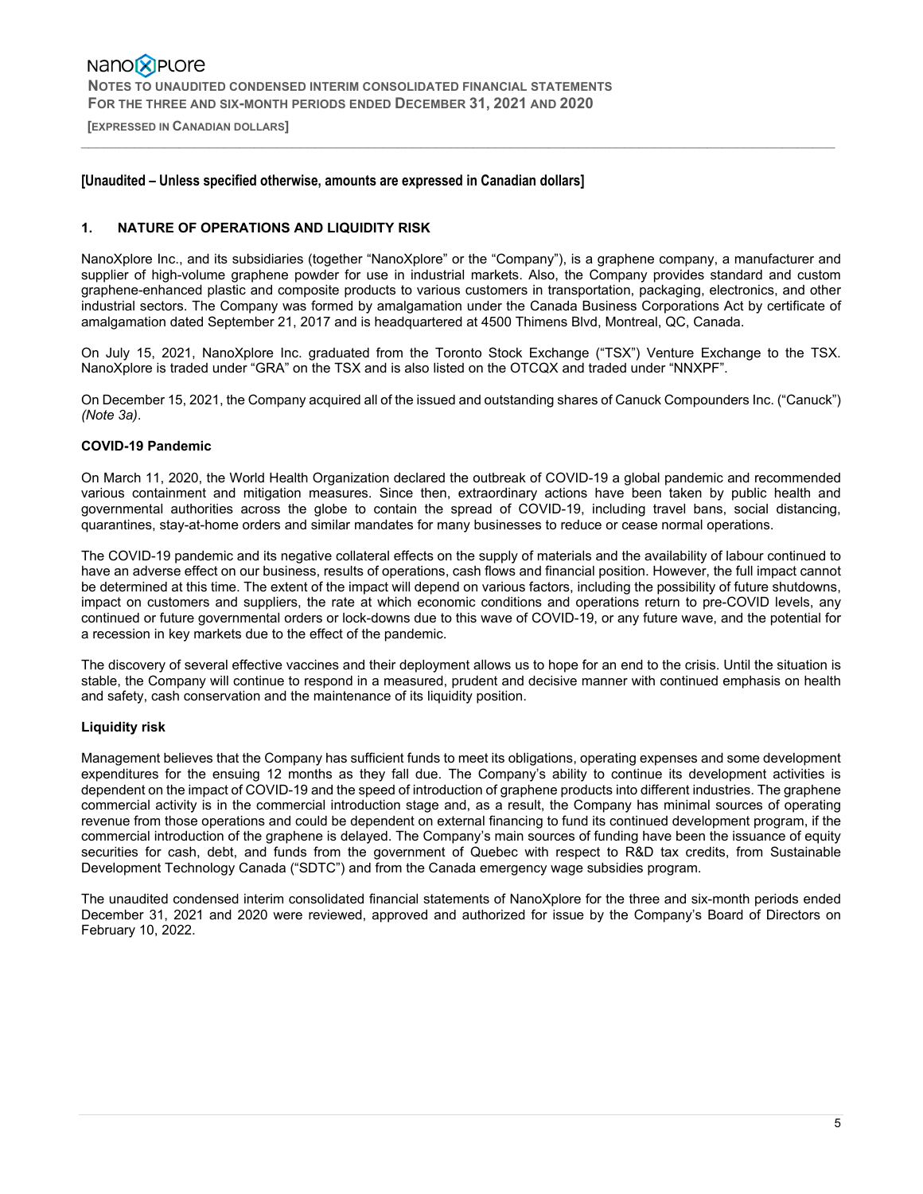**[Unaudited – Unless specified otherwise, amounts are expressed in Canadian dollars]**

## 1. NATURE OF OPERATIONS AND LIQUIDITY RISK

NanoXplore Inc., and its subsidiaries (together "NanoXplore" or the "Company"), is a graphene company, a manufacturer and supplier of high-volume graphene powder for use in industrial markets. Also, the Company provides standard and custom graphene-enhanced plastic and composite products to various customers in transportation, packaging, electronics, and other industrial sectors. The Company was formed by amalgamation under the Canada Business Corporations Act by certificate of amalgamation dated September 21, 2017 and is headquartered at 4500 Thimens Blvd, Montreal, QC, Canada.

On July 15, 2021, NanoXplore Inc. graduated from the Toronto Stock Exchange ("TSX") Venture Exchange to the TSX. NanoXplore is traded under "GRA" on the TSX and is also listed on the OTCQX and traded under "NNXPF".

On December 15, 2021, the Company acquired all of the issued and outstanding shares of Canuck Compounders Inc. ("Canuck") *(Note 3a)*.

### COVID-19 Pandemic

On March 11, 2020, the World Health Organization declared the outbreak of COVID-19 a global pandemic and recommended various containment and mitigation measures. Since then, extraordinary actions have been taken by public health and governmental authorities across the globe to contain the spread of COVID-19, including travel bans, social distancing, quarantines, stay-at-home orders and similar mandates for many businesses to reduce or cease normal operations.

The COVID-19 pandemic and its negative collateral effects on the supply of materials and the availability of labour continued to have an adverse effect on our business, results of operations, cash flows and financial position. However, the full impact cannot be determined at this time. The extent of the impact will depend on various factors, including the possibility of future shutdowns, impact on customers and suppliers, the rate at which economic conditions and operations return to pre-COVID levels, any continued or future governmental orders or lock-downs due to this wave of COVID-19, or any future wave, and the potential for a recession in key markets due to the effect of the pandemic.

The discovery of several effective vaccines and their deployment allows us to hope for an end to the crisis. Until the situation is stable, the Company will continue to respond in a measured, prudent and decisive manner with continued emphasis on health and safety, cash conservation and the maintenance of its liquidity position.

### Liquidity risk

Management believes that the Company has sufficient funds to meet its obligations, operating expenses and some development expenditures for the ensuing 12 months as they fall due. The Company's ability to continue its development activities is dependent on the impact of COVID-19 and the speed of introduction of graphene products into different industries. The graphene commercial activity is in the commercial introduction stage and, as a result, the Company has minimal sources of operating revenue from those operations and could be dependent on external financing to fund its continued development program, if the commercial introduction of the graphene is delayed. The Company's main sources of funding have been the issuance of equity securities for cash, debt, and funds from the government of Quebec with respect to R&D tax credits, from Sustainable Development Technology Canada ("SDTC") and from the Canada emergency wage subsidies program.

The unaudited condensed interim consolidated financial statements of NanoXplore for the three and six-month periods ended December 31, 2021 and 2020 were reviewed, approved and authorized for issue by the Company's Board of Directors on February 10, 2022.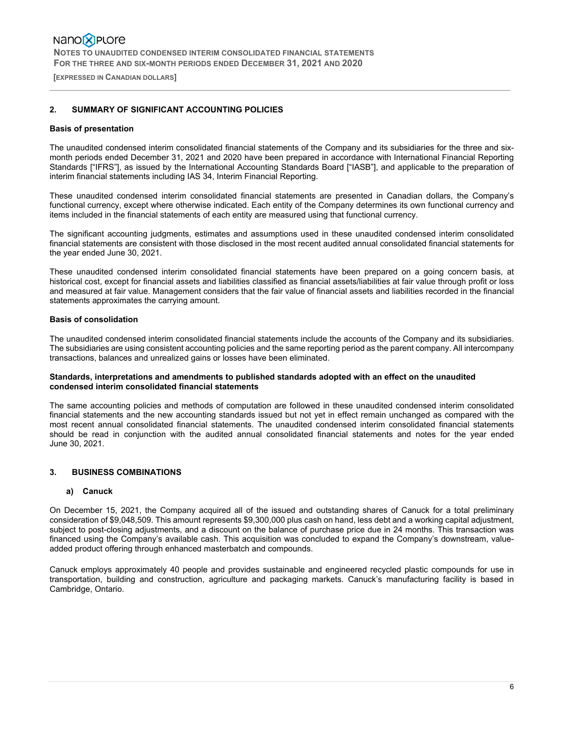## 2. SUMMARY OF SIGNIFICANT ACCOUNTING POLICIES

### Basis of presentation

The unaudited condensed interim consolidated financial statements of the Company and its subsidiaries for the three and six-month periods ended December 31, 2021 and 2020 have been prepared in accordance with International Financial Reporting Standards ["IFRS"], as issued by the International Accounting Standards Board ["IASB"], and applicable to the preparation of interim financial statements including IAS 34, Interim Financial Reporting.

These unaudited condensed interim consolidated financial statements are presented in Canadian dollars, the Company's functional currency, except where otherwise indicated. Each entity of the Company determines its own functional currency and items included in the financial statements of each entity are measured using that functional currency.

The significant accounting judgments, estimates and assumptions used in these unaudited condensed interim consolidated financial statements are consistent with those disclosed in the most recent audited annual consolidated financial statements for the year ended June 30, 2021.

These unaudited condensed interim consolidated financial statements have been prepared on a going concern basis, at historical cost, except for financial assets and liabilities classified as financial assets/liabilities at fair value through profit or loss and measured at fair value. Management considers that the fair value of financial assets and liabilities recorded in the financial statements approximates the carrying amount.

### Basis of consolidation

The unaudited condensed interim consolidated financial statements include the accounts of the Company and its subsidiaries. The subsidiaries are using consistent accounting policies and the same reporting period as the parent company. All intercompany transactions, balances and unrealized gains or losses have been eliminated.

### Standards, interpretations and amendments to published standards adopted with an effect on the unaudited condensed interim consolidated financial statements

The same accounting policies and methods of computation are followed in these unaudited condensed interim consolidated financial statements and the new accounting standards issued but not yet in effect remain unchanged as compared with the most recent annual consolidated financial statements. The unaudited condensed interim consolidated financial statements should be read in conjunction with the audited annual consolidated financial statements and notes for the year ended June 30, 2021.

## 3. BUSINESS COMBINATIONS

### a) Canuck

On December 15, 2021, the Company acquired all of the issued and outstanding shares of Canuck for a total preliminary consideration of $9,048,509. This amount represents $9,300,000 plus cash on hand, less debt and a working capital adjustment, subject to post-closing adjustments, and a discount on the balance of purchase price due in 24 months. This transaction was financed using the Company's available cash. This acquisition was concluded to expand the Company's downstream, value-added product offering through enhanced masterbatch and compounds.

Canuck employs approximately 40 people and provides sustainable and engineered recycled plastic compounds for use in transportation, building and construction, agriculture and packaging markets. Canuck's manufacturing facility is based in Cambridge, Ontario.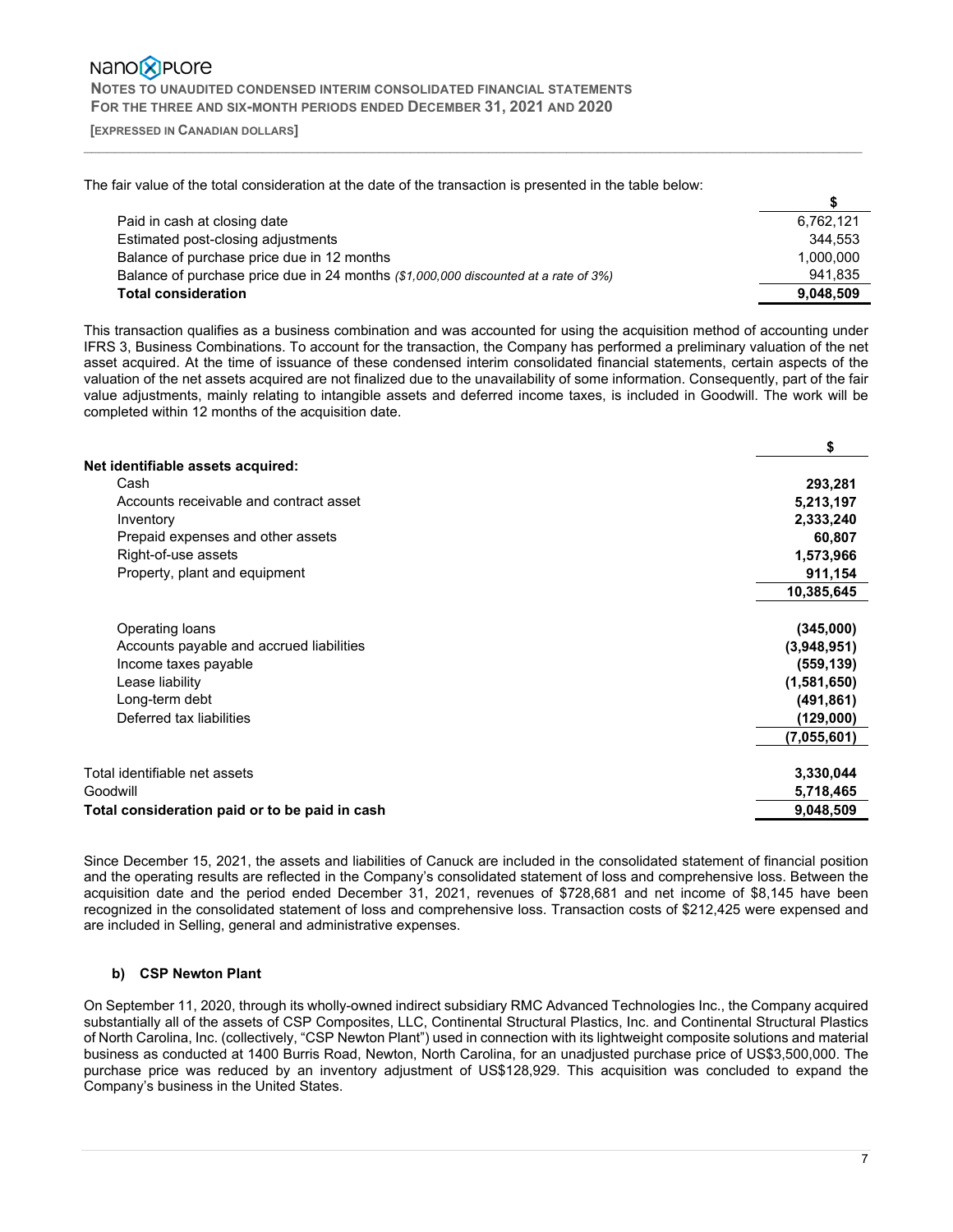The fair value of the total consideration at the date of the transaction is presented in the table below:

| | $ |
|---|---|
| Paid in cash at closing date | 6,762,121 |
| Estimated post-closing adjustments | 344,553 |
| Balance of purchase price due in 12 months | 1,000,000 |
| Balance of purchase price due in 24 months *($1,000,000 discounted at a rate of 3%)* | 941,835 |
| **Total consideration** | **9,048,509** |

This transaction qualifies as a business combination and was accounted for using the acquisition method of accounting under IFRS 3, Business Combinations. To account for the transaction, the Company has performed a preliminary valuation of the net asset acquired. At the time of issuance of these condensed interim consolidated financial statements, certain aspects of the valuation of the net assets acquired are not finalized due to the unavailability of some information. Consequently, part of the fair value adjustments, mainly relating to intangible assets and deferred income taxes, is included in Goodwill. The work will be completed within 12 months of the acquisition date.

| | $ |
|---|---|
| **Net identifiable assets acquired:** | |
| Cash | **293,281** |
| Accounts receivable and contract asset | **5,213,197** |
| Inventory | **2,333,240** |
| Prepaid expenses and other assets | **60,807** |
| Right-of-use assets | **1,573,966** |
| Property, plant and equipment | **911,154** |
| | **10,385,645** |
| Operating loans | **(345,000)** |
| Accounts payable and accrued liabilities | **(3,948,951)** |
| Income taxes payable | **(559,139)** |
| Lease liability | **(1,581,650)** |
| Long-term debt | **(491,861)** |
| Deferred tax liabilities | **(129,000)** |
| | **(7,055,601)** |
| Total identifiable net assets | **3,330,044** |
| Goodwill | **5,718,465** |
| **Total consideration paid or to be paid in cash** | **9,048,509** |

Since December 15, 2021, the assets and liabilities of Canuck are included in the consolidated statement of financial position and the operating results are reflected in the Company's consolidated statement of loss and comprehensive loss. Between the acquisition date and the period ended December 31, 2021, revenues of $728,681 and net income of $8,145 have been recognized in the consolidated statement of loss and comprehensive loss. Transaction costs of $212,425 were expensed and are included in Selling, general and administrative expenses.

**b) CSP Newton Plant**

On September 11, 2020, through its wholly-owned indirect subsidiary RMC Advanced Technologies Inc., the Company acquired substantially all of the assets of CSP Composites, LLC, Continental Structural Plastics, Inc. and Continental Structural Plastics of North Carolina, Inc. (collectively, "CSP Newton Plant") used in connection with its lightweight composite solutions and material business as conducted at 1400 Burris Road, Newton, North Carolina, for an unadjusted purchase price of US$3,500,000. The purchase price was reduced by an inventory adjustment of US$128,929. This acquisition was concluded to expand the Company's business in the United States.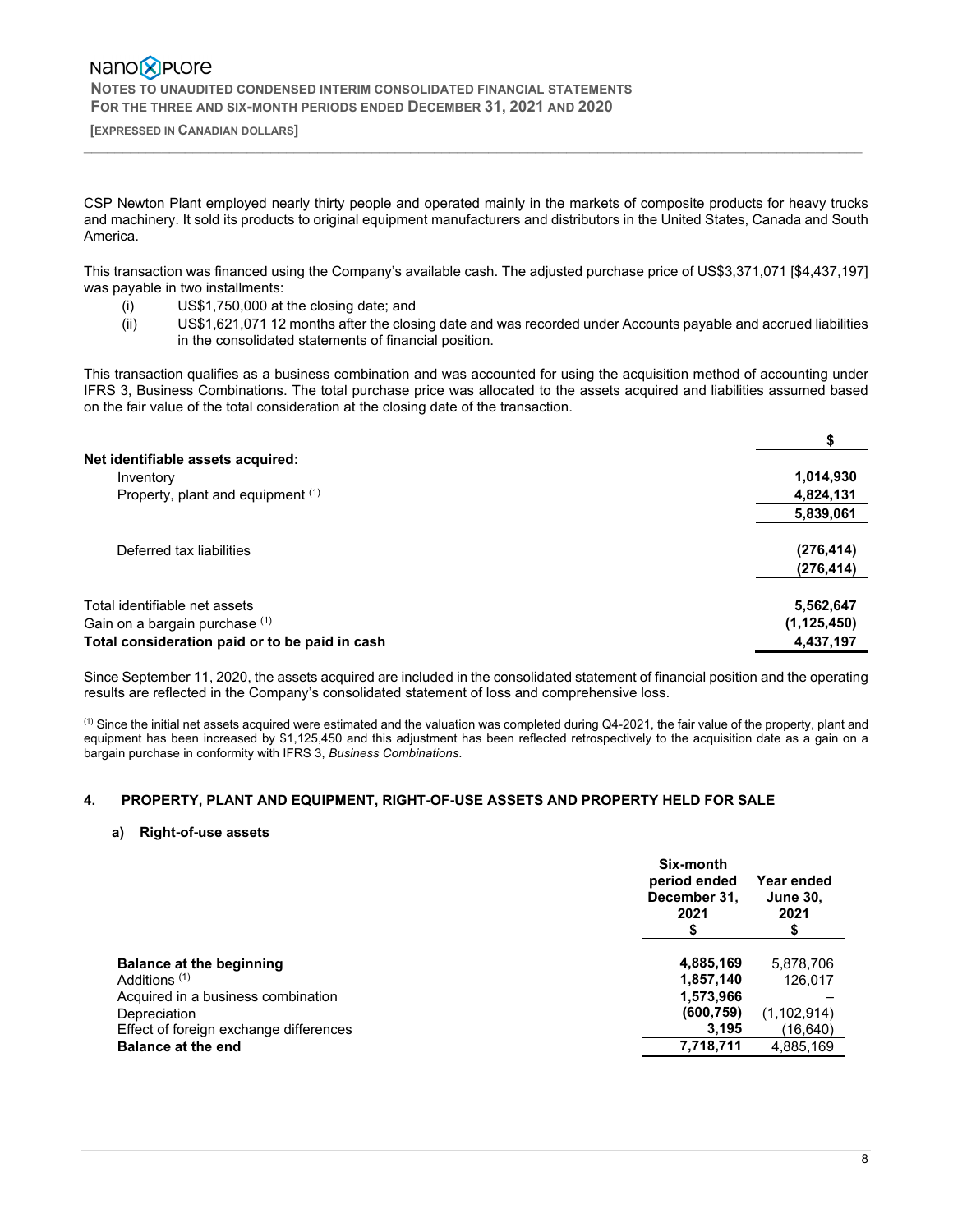CSP Newton Plant employed nearly thirty people and operated mainly in the markets of composite products for heavy trucks and machinery. It sold its products to original equipment manufacturers and distributors in the United States, Canada and South America.

This transaction was financed using the Company's available cash. The adjusted purchase price of US$3,371,071 [$4,437,197] was payable in two installments:

(i) US$1,750,000 at the closing date; and
(ii) US$1,621,071 12 months after the closing date and was recorded under Accounts payable and accrued liabilities in the consolidated statements of financial position.

This transaction qualifies as a business combination and was accounted for using the acquisition method of accounting under IFRS 3, Business Combinations. The total purchase price was allocated to the assets acquired and liabilities assumed based on the fair value of the total consideration at the closing date of the transaction.

| | $ |
|---|---|
| **Net identifiable assets acquired:** | |
| Inventory | **1,014,930** |
| Property, plant and equipment [(1)] | **4,824,131** |
| | **5,839,061** |
| Deferred tax liabilities | **(276,414)** |
| | **(276,414)** |
| Total identifiable net assets | **5,562,647** |
| Gain on a bargain purchase [(1)] | **(1,125,450)** |
| **Total consideration paid or to be paid in cash** | **4,437,197** |

Since September 11, 2020, the assets acquired are included in the consolidated statement of financial position and the operating results are reflected in the Company's consolidated statement of loss and comprehensive loss.

[(1)] Since the initial net assets acquired were estimated and the valuation was completed during Q4-2021, the fair value of the property, plant and equipment has been increased by $1,125,450 and this adjustment has been reflected retrospectively to the acquisition date as a gain on a bargain purchase in conformity with IFRS 3, *Business Combinations*.

## 4. PROPERTY, PLANT AND EQUIPMENT, RIGHT-OF-USE ASSETS AND PROPERTY HELD FOR SALE

### a) Right-of-use assets

| | Six-month period ended December 31, 2021 $ | Year ended June 30, 2021 $ |
|---|---|---|
| **Balance at the beginning** | **4,885,169** | 5,878,706 |
| Additions [(1)] | **1,857,140** | 126,017 |
| Acquired in a business combination | **1,573,966** | – |
| Depreciation | **(600,759)** | (1,102,914) |
| Effect of foreign exchange differences | **3,195** | (16,640) |
| **Balance at the end** | **7,718,711** | 4,885,169 |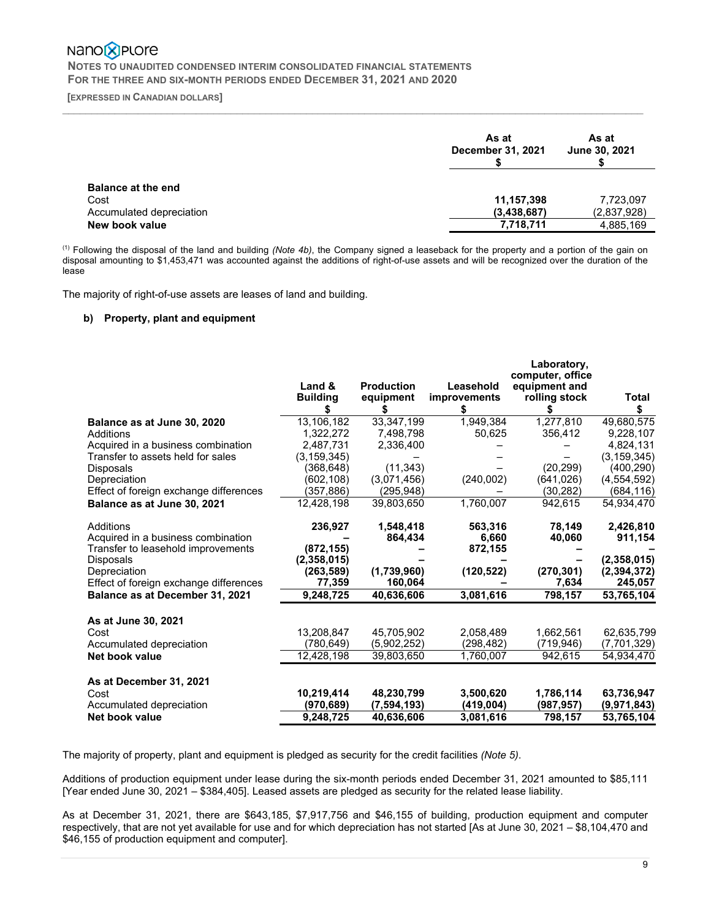| | As at December 31, 2021 $ | As at June 30, 2021 $ |
|---|---|---|
| **Balance at the end** | | |
| Cost | **11,157,398** | 7,723,097 |
| Accumulated depreciation | **(3,438,687)** | (2,837,928) |
| **New book value** | **7,718,711** | 4,885,169 |

(1) Following the disposal of the land and building *(Note 4b)*, the Company signed a leaseback for the property and a portion of the gain on disposal amounting to $1,453,471 was accounted against the additions of right-of-use assets and will be recognized over the duration of the lease

The majority of right-of-use assets are leases of land and building.

**b) Property, plant and equipment**

| | Land & Building $ | Production equipment $ | Leasehold improvements $ | Laboratory, computer, office equipment and rolling stock $ | Total $ |
|---|---|---|---|---|---|
| **Balance as at June 30, 2020** | 13,106,182 | 33,347,199 | 1,949,384 | 1,277,810 | 49,680,575 |
| Additions | 1,322,272 | 7,498,798 | 50,625 | 356,412 | 9,228,107 |
| Acquired in a business combination | 2,487,731 | 2,336,400 | – | – | 4,824,131 |
| Transfer to assets held for sales | (3,159,345) | – | – | – | (3,159,345) |
| Disposals | (368,648) | (11,343) | – | (20,299) | (400,290) |
| Depreciation | (602,108) | (3,071,456) | (240,002) | (641,026) | (4,554,592) |
| Effect of foreign exchange differences | (357,886) | (295,948) | – | (30,282) | (684,116) |
| **Balance as at June 30, 2021** | 12,428,198 | 39,803,650 | 1,760,007 | 942,615 | 54,934,470 |
| Additions | **236,927** | **1,548,418** | **563,316** | **78,149** | **2,426,810** |
| Acquired in a business combination | **–** | **864,434** | **6,660** | **40,060** | **911,154** |
| Transfer to leasehold improvements | **(872,155)** | **–** | **872,155** | **–** | **–** |
| Disposals | **(2,358,015)** | **–** | **–** | **–** | **(2,358,015)** |
| Depreciation | **(263,589)** | **(1,739,960)** | **(120,522)** | **(270,301)** | **(2,394,372)** |
| Effect of foreign exchange differences | **77,359** | **160,064** | **–** | **7,634** | **245,057** |
| **Balance as at December 31, 2021** | **9,248,725** | **40,636,606** | **3,081,616** | **798,157** | **53,765,104** |
| **As at June 30, 2021** | | | | | |
| Cost | 13,208,847 | 45,705,902 | 2,058,489 | 1,662,561 | 62,635,799 |
| Accumulated depreciation | (780,649) | (5,902,252) | (298,482) | (719,946) | (7,701,329) |
| **Net book value** | 12,428,198 | 39,803,650 | 1,760,007 | 942,615 | 54,934,470 |
| **As at December 31, 2021** | | | | | |
| Cost | **10,219,414** | **48,230,799** | **3,500,620** | **1,786,114** | **63,736,947** |
| Accumulated depreciation | **(970,689)** | **(7,594,193)** | **(419,004)** | **(987,957)** | **(9,971,843)** |
| **Net book value** | **9,248,725** | **40,636,606** | **3,081,616** | **798,157** | **53,765,104** |

The majority of property, plant and equipment is pledged as security for the credit facilities *(Note 5)*.

Additions of production equipment under lease during the six-month periods ended December 31, 2021 amounted to $85,111 [Year ended June 30, 2021 – $384,405]. Leased assets are pledged as security for the related lease liability.

As at December 31, 2021, there are $643,185, $7,917,756 and $46,155 of building, production equipment and computer respectively, that are not yet available for use and for which depreciation has not started [As at June 30, 2021 – $8,104,470 and $46,155 of production equipment and computer].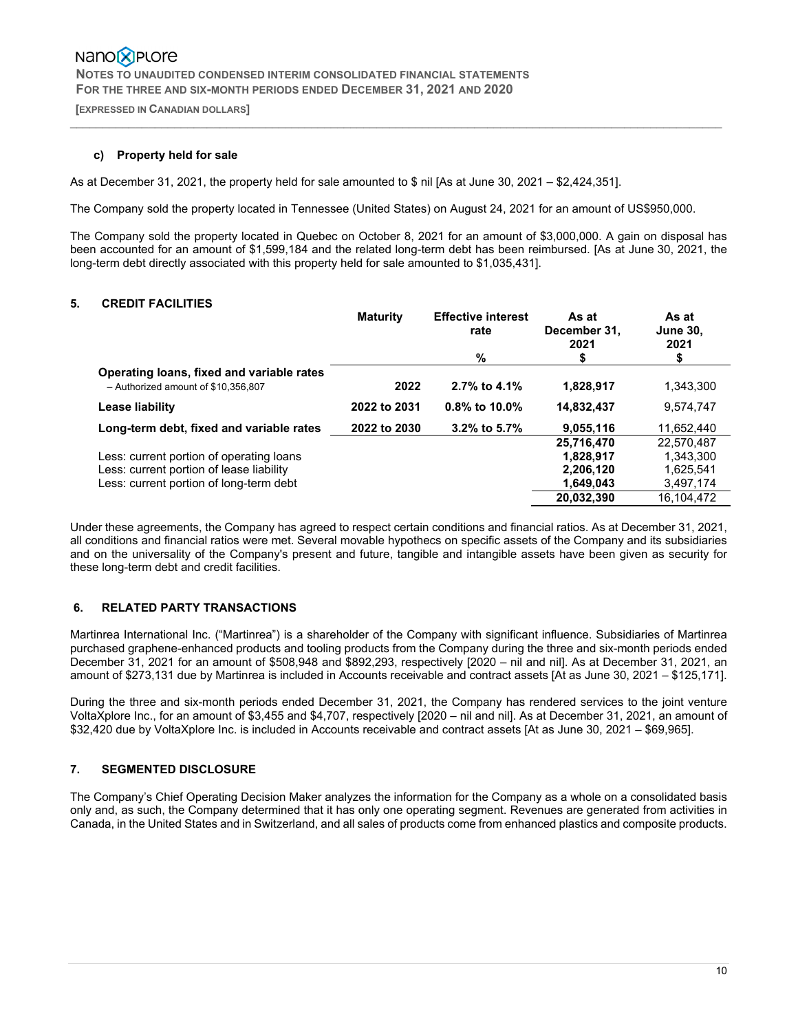### c) Property held for sale

As at December 31, 2021, the property held for sale amounted to $ nil [As at June 30, 2021 – $2,424,351].

The Company sold the property located in Tennessee (United States) on August 24, 2021 for an amount of US$950,000.

The Company sold the property located in Quebec on October 8, 2021 for an amount of $3,000,000. A gain on disposal has been accounted for an amount of $1,599,184 and the related long-term debt has been reimbursed. [As at June 30, 2021, the long-term debt directly associated with this property held for sale amounted to $1,035,431].

## 5. CREDIT FACILITIES

| | Maturity | Effective interest rate | As at December 31, 2021 | As at June 30, 2021 |
|---|---|---|---|---|
| | | % | $ | $ |
| **Operating loans, fixed and variable rates** – Authorized amount of $10,356,807 | **2022** | **2.7% to 4.1%** | **1,828,917** | 1,343,300 |
| **Lease liability** | **2022 to 2031** | **0.8% to 10.0%** | **14,832,437** | 9,574,747 |
| **Long-term debt, fixed and variable rates** | **2022 to 2030** | **3.2% to 5.7%** | **9,055,116** | 11,652,440 |
| | | | **25,716,470** | 22,570,487 |
| Less: current portion of operating loans | | | **1,828,917** | 1,343,300 |
| Less: current portion of lease liability | | | **2,206,120** | 1,625,541 |
| Less: current portion of long-term debt | | | **1,649,043** | 3,497,174 |
| | | | **20,032,390** | 16,104,472 |

Under these agreements, the Company has agreed to respect certain conditions and financial ratios. As at December 31, 2021, all conditions and financial ratios were met. Several movable hypothecs on specific assets of the Company and its subsidiaries and on the universality of the Company's present and future, tangible and intangible assets have been given as security for these long-term debt and credit facilities.

## 6. RELATED PARTY TRANSACTIONS

Martinrea International Inc. ("Martinrea") is a shareholder of the Company with significant influence. Subsidiaries of Martinrea purchased graphene-enhanced products and tooling products from the Company during the three and six-month periods ended December 31, 2021 for an amount of $508,948 and $892,293, respectively [2020 – nil and nil]. As at December 31, 2021, an amount of $273,131 due by Martinrea is included in Accounts receivable and contract assets [At as June 30, 2021 – $125,171].

During the three and six-month periods ended December 31, 2021, the Company has rendered services to the joint venture VoltaXplore Inc., for an amount of $3,455 and $4,707, respectively [2020 – nil and nil]. As at December 31, 2021, an amount of $32,420 due by VoltaXplore Inc. is included in Accounts receivable and contract assets [At as June 30, 2021 – $69,965].

## 7. SEGMENTED DISCLOSURE

The Company's Chief Operating Decision Maker analyzes the information for the Company as a whole on a consolidated basis only and, as such, the Company determined that it has only one operating segment. Revenues are generated from activities in Canada, in the United States and in Switzerland, and all sales of products come from enhanced plastics and composite products.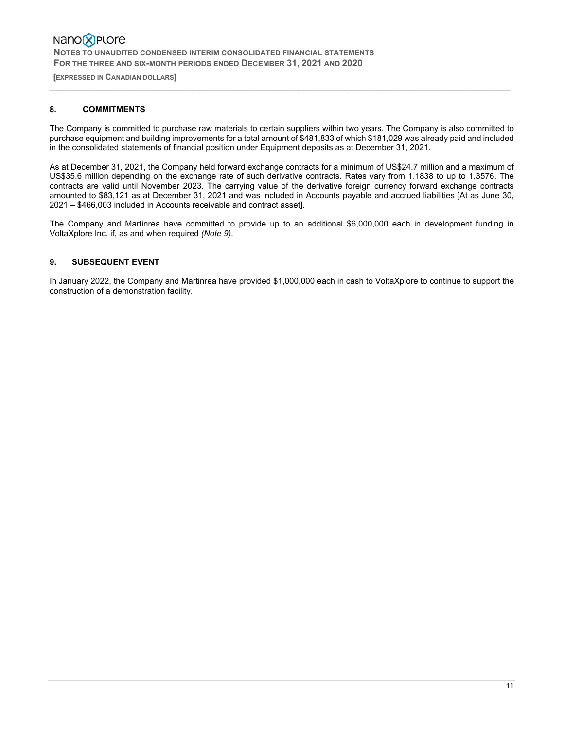## 8. COMMITMENTS

The Company is committed to purchase raw materials to certain suppliers within two years. The Company is also committed to purchase equipment and building improvements for a total amount of $481,833 of which $181,029 was already paid and included in the consolidated statements of financial position under Equipment deposits as at December 31, 2021.

As at December 31, 2021, the Company held forward exchange contracts for a minimum of US$24.7 million and a maximum of US$35.6 million depending on the exchange rate of such derivative contracts. Rates vary from 1.1838 to up to 1.3576. The contracts are valid until November 2023. The carrying value of the derivative foreign currency forward exchange contracts amounted to $83,121 as at December 31, 2021 and was included in Accounts payable and accrued liabilities [At as June 30, 2021 – $466,003 included in Accounts receivable and contract asset].

The Company and Martinrea have committed to provide up to an additional $6,000,000 each in development funding in VoltaXplore Inc. if, as and when required *(Note 9)*.

## 9. SUBSEQUENT EVENT

In January 2022, the Company and Martinrea have provided $1,000,000 each in cash to VoltaXplore to continue to support the construction of a demonstration facility.